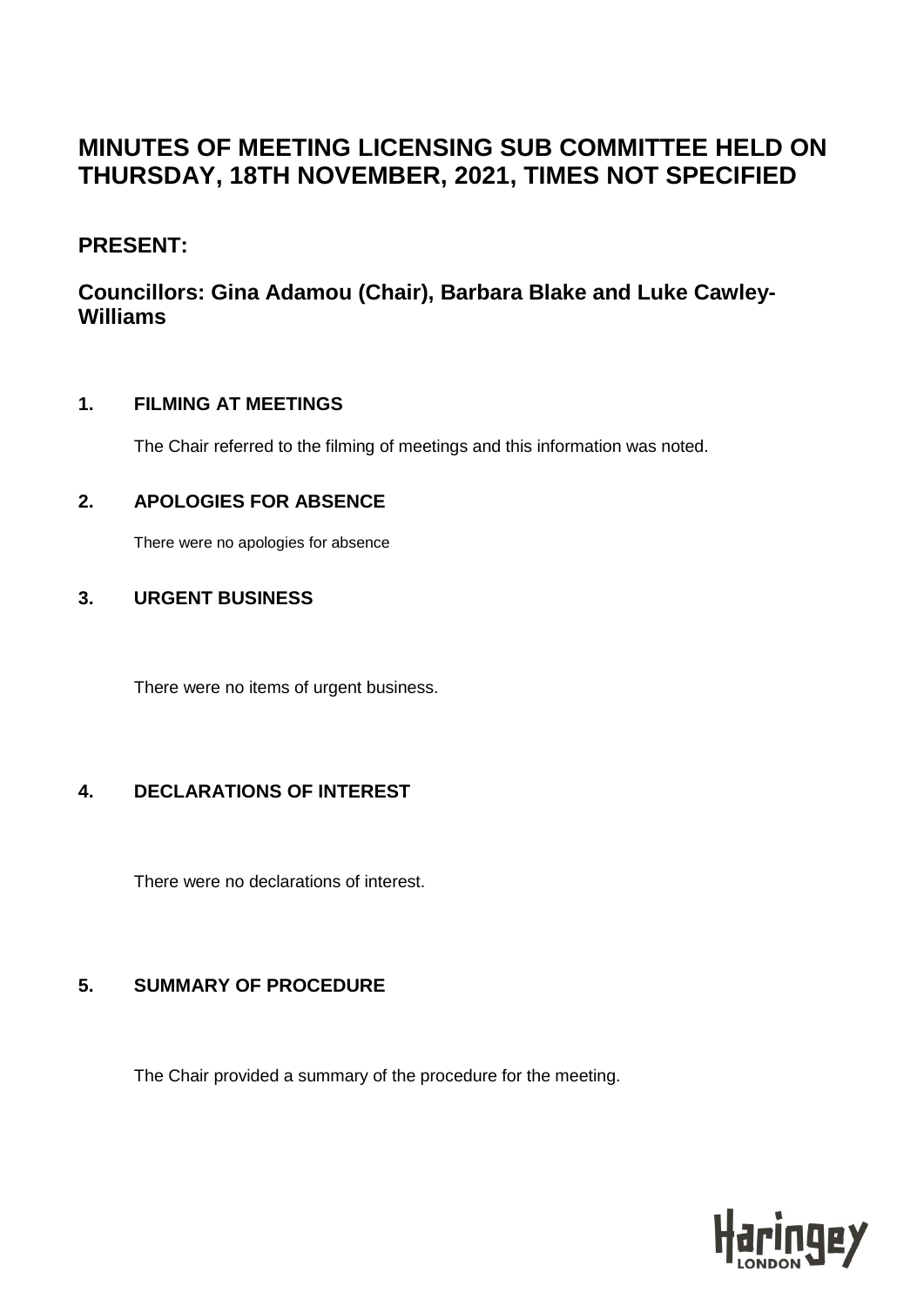# MINUTES OF MEETING LICENSING SUB COMMITTEE HELD ON THURSDAY, 18TH NOVEMBER, 2021, TIMES NOT SPECIFIED

## PRESENT:

## Councillors: Gina Adamou (Chair), Barbara Blake and Luke Cawley-Williams

### 1. FILMING AT MEETINGS

The Chair referred to the filming of meetings and this information was noted.

### 2. APOLOGIES FOR ABSENCE

There were no apologies for absence

### 3. URGENT BUSINESS

There were no items of urgent business.

### 4. DECLARATIONS OF INTEREST

There were no declarations of interest.

### 5. SUMMARY OF PROCEDURE

The Chair provided a summary of the procedure for the meeting.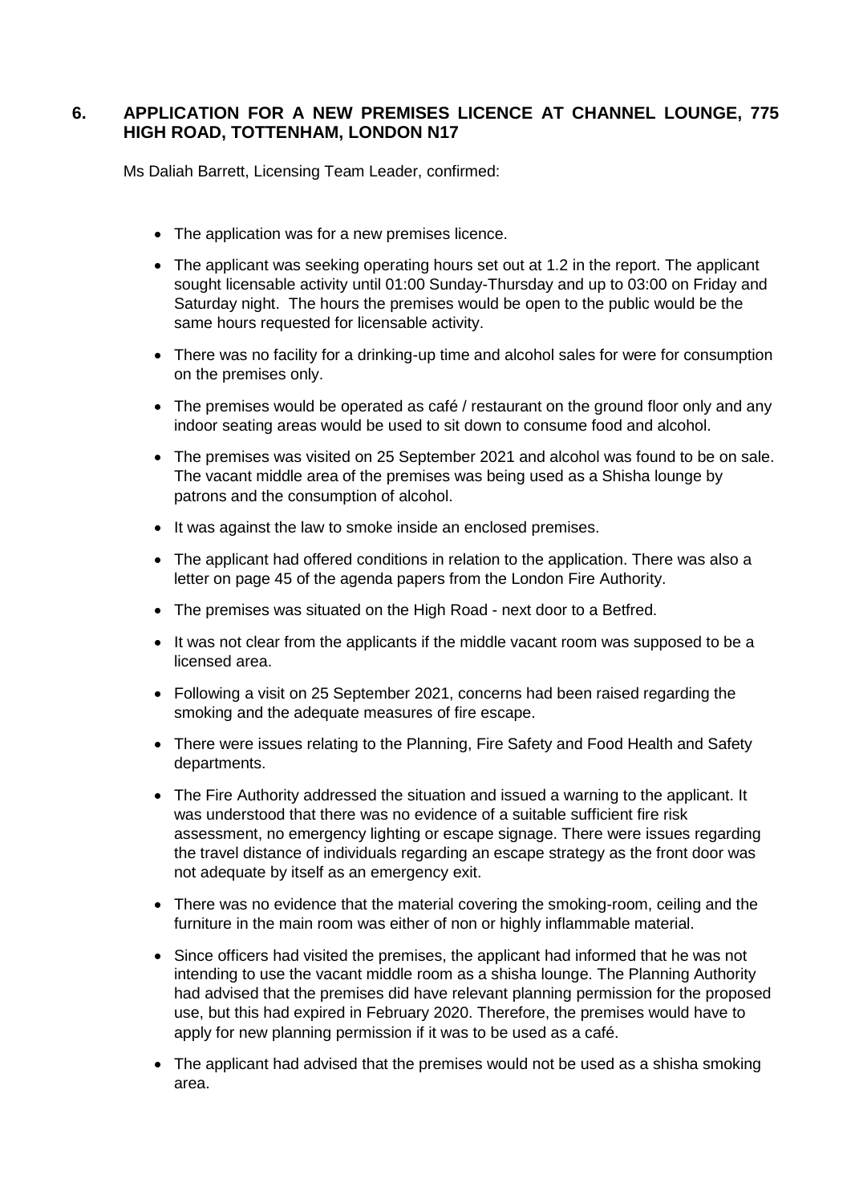## 6. APPLICATION FOR A NEW PREMISES LICENCE AT CHANNEL LOUNGE, 775 HIGH ROAD, TOTTENHAM, LONDON N17

Ms Daliah Barrett, Licensing Team Leader, confirmed:

- The application was for a new premises licence.
- The applicant was seeking operating hours set out at 1.2 in the report. The applicant sought licensable activity until 01:00 Sunday-Thursday and up to 03:00 on Friday and Saturday night. The hours the premises would be open to the public would be the same hours requested for licensable activity.
- There was no facility for a drinking-up time and alcohol sales for were for consumption on the premises only.
- The premises would be operated as café / restaurant on the ground floor only and any indoor seating areas would be used to sit down to consume food and alcohol.
- The premises was visited on 25 September 2021 and alcohol was found to be on sale. The vacant middle area of the premises was being used as a Shisha lounge by patrons and the consumption of alcohol.
- It was against the law to smoke inside an enclosed premises.
- The applicant had offered conditions in relation to the application. There was also a letter on page 45 of the agenda papers from the London Fire Authority.
- The premises was situated on the High Road - next door to a Betfred.
- It was not clear from the applicants if the middle vacant room was supposed to be a licensed area.
- Following a visit on 25 September 2021, concerns had been raised regarding the smoking and the adequate measures of fire escape.
- There were issues relating to the Planning, Fire Safety and Food Health and Safety departments.
- The Fire Authority addressed the situation and issued a warning to the applicant. It was understood that there was no evidence of a suitable sufficient fire risk assessment, no emergency lighting or escape signage. There were issues regarding the travel distance of individuals regarding an escape strategy as the front door was not adequate by itself as an emergency exit.
- There was no evidence that the material covering the smoking-room, ceiling and the furniture in the main room was either of non or highly inflammable material.
- Since officers had visited the premises, the applicant had informed that he was not intending to use the vacant middle room as a shisha lounge. The Planning Authority had advised that the premises did have relevant planning permission for the proposed use, but this had expired in February 2020. Therefore, the premises would have to apply for new planning permission if it was to be used as a café.
- The applicant had advised that the premises would not be used as a shisha smoking area.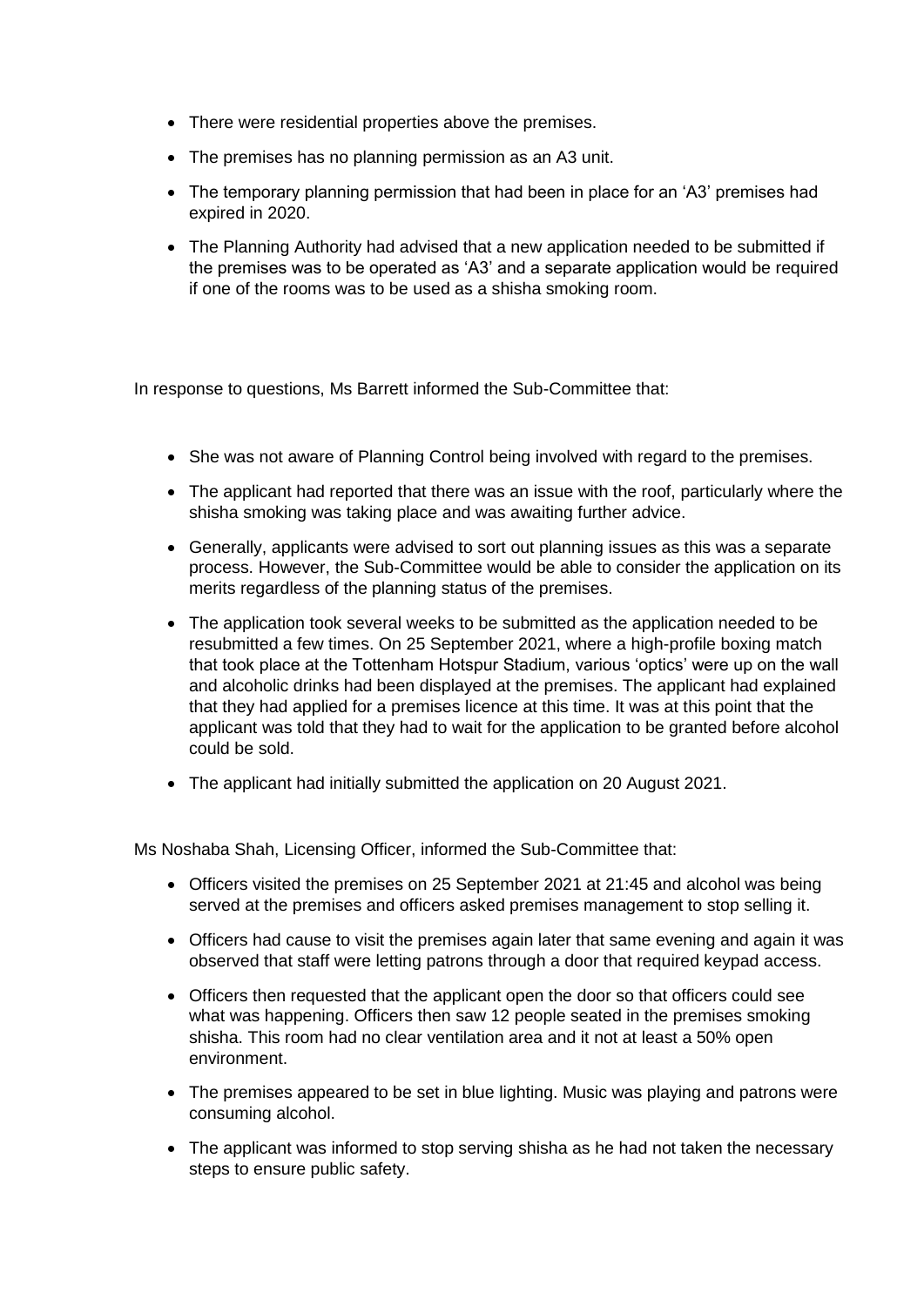- There were residential properties above the premises.
- The premises has no planning permission as an A3 unit.
- The temporary planning permission that had been in place for an 'A3' premises had expired in 2020.
- The Planning Authority had advised that a new application needed to be submitted if the premises was to be operated as 'A3' and a separate application would be required if one of the rooms was to be used as a shisha smoking room.

In response to questions, Ms Barrett informed the Sub-Committee that:

- She was not aware of Planning Control being involved with regard to the premises.
- The applicant had reported that there was an issue with the roof, particularly where the shisha smoking was taking place and was awaiting further advice.
- Generally, applicants were advised to sort out planning issues as this was a separate process. However, the Sub-Committee would be able to consider the application on its merits regardless of the planning status of the premises.
- The application took several weeks to be submitted as the application needed to be resubmitted a few times. On 25 September 2021, where a high-profile boxing match that took place at the Tottenham Hotspur Stadium, various 'optics' were up on the wall and alcoholic drinks had been displayed at the premises. The applicant had explained that they had applied for a premises licence at this time. It was at this point that the applicant was told that they had to wait for the application to be granted before alcohol could be sold.
- The applicant had initially submitted the application on 20 August 2021.

Ms Noshaba Shah, Licensing Officer, informed the Sub-Committee that:

- Officers visited the premises on 25 September 2021 at 21:45 and alcohol was being served at the premises and officers asked premises management to stop selling it.
- Officers had cause to visit the premises again later that same evening and again it was observed that staff were letting patrons through a door that required keypad access.
- Officers then requested that the applicant open the door so that officers could see what was happening. Officers then saw 12 people seated in the premises smoking shisha. This room had no clear ventilation area and it not at least a 50% open environment.
- The premises appeared to be set in blue lighting. Music was playing and patrons were consuming alcohol.
- The applicant was informed to stop serving shisha as he had not taken the necessary steps to ensure public safety.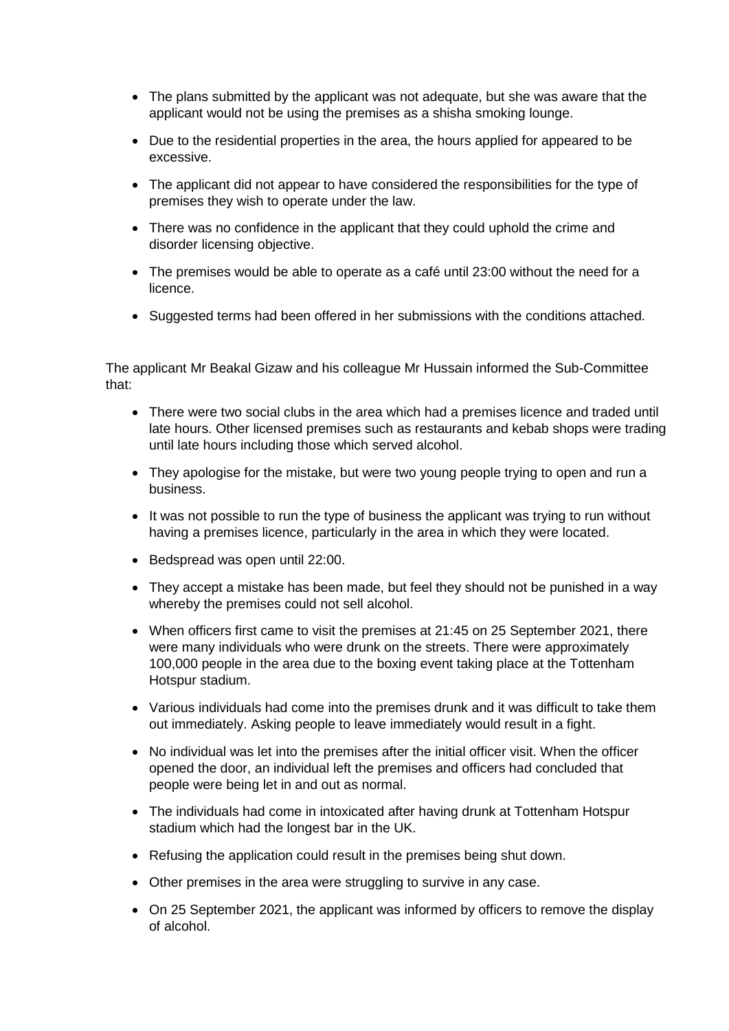- The plans submitted by the applicant was not adequate, but she was aware that the applicant would not be using the premises as a shisha smoking lounge.
- Due to the residential properties in the area, the hours applied for appeared to be excessive.
- The applicant did not appear to have considered the responsibilities for the type of premises they wish to operate under the law.
- There was no confidence in the applicant that they could uphold the crime and disorder licensing objective.
- The premises would be able to operate as a café until 23:00 without the need for a licence.
- Suggested terms had been offered in her submissions with the conditions attached.

The applicant Mr Beakal Gizaw and his colleague Mr Hussain informed the Sub-Committee that:

- There were two social clubs in the area which had a premises licence and traded until late hours. Other licensed premises such as restaurants and kebab shops were trading until late hours including those which served alcohol.
- They apologise for the mistake, but were two young people trying to open and run a business.
- It was not possible to run the type of business the applicant was trying to run without having a premises licence, particularly in the area in which they were located.
- Bedspread was open until 22:00.
- They accept a mistake has been made, but feel they should not be punished in a way whereby the premises could not sell alcohol.
- When officers first came to visit the premises at 21:45 on 25 September 2021, there were many individuals who were drunk on the streets. There were approximately 100,000 people in the area due to the boxing event taking place at the Tottenham Hotspur stadium.
- Various individuals had come into the premises drunk and it was difficult to take them out immediately. Asking people to leave immediately would result in a fight.
- No individual was let into the premises after the initial officer visit. When the officer opened the door, an individual left the premises and officers had concluded that people were being let in and out as normal.
- The individuals had come in intoxicated after having drunk at Tottenham Hotspur stadium which had the longest bar in the UK.
- Refusing the application could result in the premises being shut down.
- Other premises in the area were struggling to survive in any case.
- On 25 September 2021, the applicant was informed by officers to remove the display of alcohol.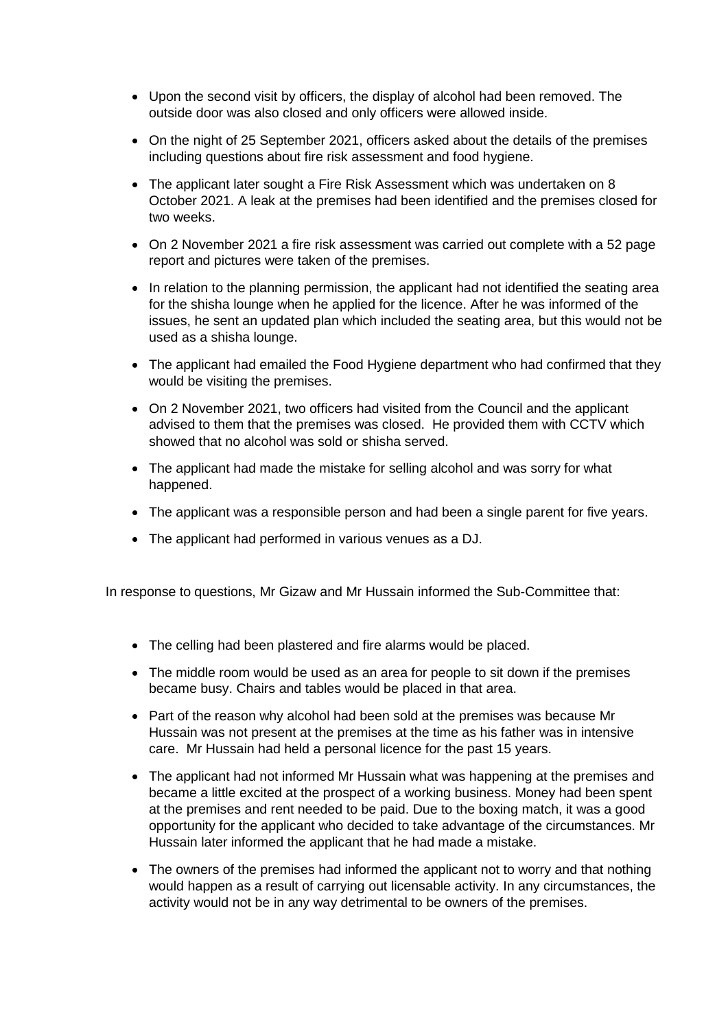- Upon the second visit by officers, the display of alcohol had been removed. The outside door was also closed and only officers were allowed inside.
- On the night of 25 September 2021, officers asked about the details of the premises including questions about fire risk assessment and food hygiene.
- The applicant later sought a Fire Risk Assessment which was undertaken on 8 October 2021. A leak at the premises had been identified and the premises closed for two weeks.
- On 2 November 2021 a fire risk assessment was carried out complete with a 52 page report and pictures were taken of the premises.
- In relation to the planning permission, the applicant had not identified the seating area for the shisha lounge when he applied for the licence. After he was informed of the issues, he sent an updated plan which included the seating area, but this would not be used as a shisha lounge.
- The applicant had emailed the Food Hygiene department who had confirmed that they would be visiting the premises.
- On 2 November 2021, two officers had visited from the Council and the applicant advised to them that the premises was closed. He provided them with CCTV which showed that no alcohol was sold or shisha served.
- The applicant had made the mistake for selling alcohol and was sorry for what happened.
- The applicant was a responsible person and had been a single parent for five years.
- The applicant had performed in various venues as a DJ.

In response to questions, Mr Gizaw and Mr Hussain informed the Sub-Committee that:

- The celling had been plastered and fire alarms would be placed.
- The middle room would be used as an area for people to sit down if the premises became busy. Chairs and tables would be placed in that area.
- Part of the reason why alcohol had been sold at the premises was because Mr Hussain was not present at the premises at the time as his father was in intensive care. Mr Hussain had held a personal licence for the past 15 years.
- The applicant had not informed Mr Hussain what was happening at the premises and became a little excited at the prospect of a working business. Money had been spent at the premises and rent needed to be paid. Due to the boxing match, it was a good opportunity for the applicant who decided to take advantage of the circumstances. Mr Hussain later informed the applicant that he had made a mistake.
- The owners of the premises had informed the applicant not to worry and that nothing would happen as a result of carrying out licensable activity. In any circumstances, the activity would not be in any way detrimental to be owners of the premises.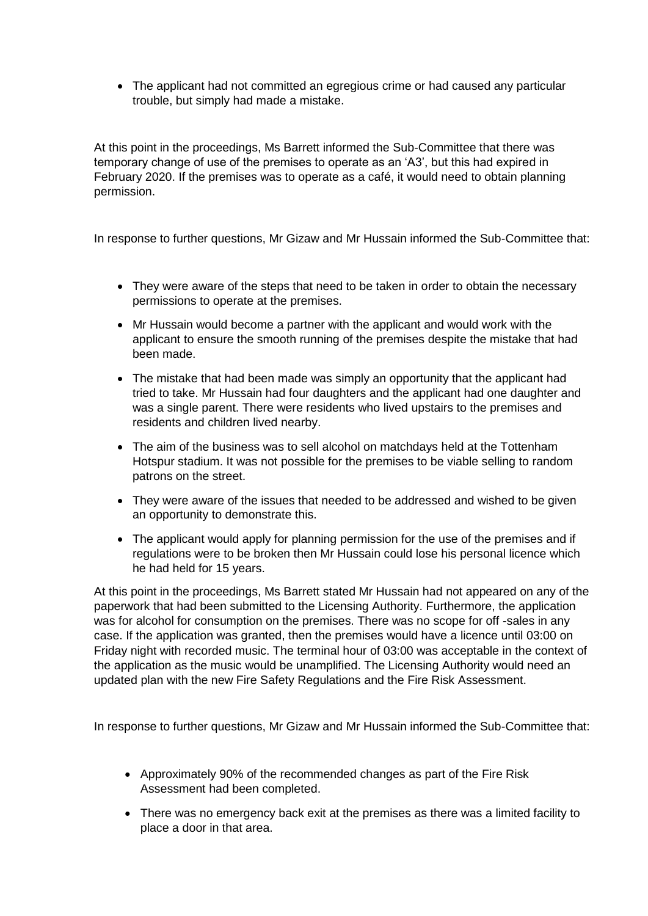- The applicant had not committed an egregious crime or had caused any particular trouble, but simply had made a mistake.

At this point in the proceedings, Ms Barrett informed the Sub-Committee that there was temporary change of use of the premises to operate as an 'A3', but this had expired in February 2020. If the premises was to operate as a café, it would need to obtain planning permission.

In response to further questions, Mr Gizaw and Mr Hussain informed the Sub-Committee that:

- They were aware of the steps that need to be taken in order to obtain the necessary permissions to operate at the premises.
- Mr Hussain would become a partner with the applicant and would work with the applicant to ensure the smooth running of the premises despite the mistake that had been made.
- The mistake that had been made was simply an opportunity that the applicant had tried to take. Mr Hussain had four daughters and the applicant had one daughter and was a single parent. There were residents who lived upstairs to the premises and residents and children lived nearby.
- The aim of the business was to sell alcohol on matchdays held at the Tottenham Hotspur stadium. It was not possible for the premises to be viable selling to random patrons on the street.
- They were aware of the issues that needed to be addressed and wished to be given an opportunity to demonstrate this.
- The applicant would apply for planning permission for the use of the premises and if regulations were to be broken then Mr Hussain could lose his personal licence which he had held for 15 years.

At this point in the proceedings, Ms Barrett stated Mr Hussain had not appeared on any of the paperwork that had been submitted to the Licensing Authority. Furthermore, the application was for alcohol for consumption on the premises. There was no scope for off -sales in any case. If the application was granted, then the premises would have a licence until 03:00 on Friday night with recorded music. The terminal hour of 03:00 was acceptable in the context of the application as the music would be unamplified. The Licensing Authority would need an updated plan with the new Fire Safety Regulations and the Fire Risk Assessment.

In response to further questions, Mr Gizaw and Mr Hussain informed the Sub-Committee that:

- Approximately 90% of the recommended changes as part of the Fire Risk Assessment had been completed.
- There was no emergency back exit at the premises as there was a limited facility to place a door in that area.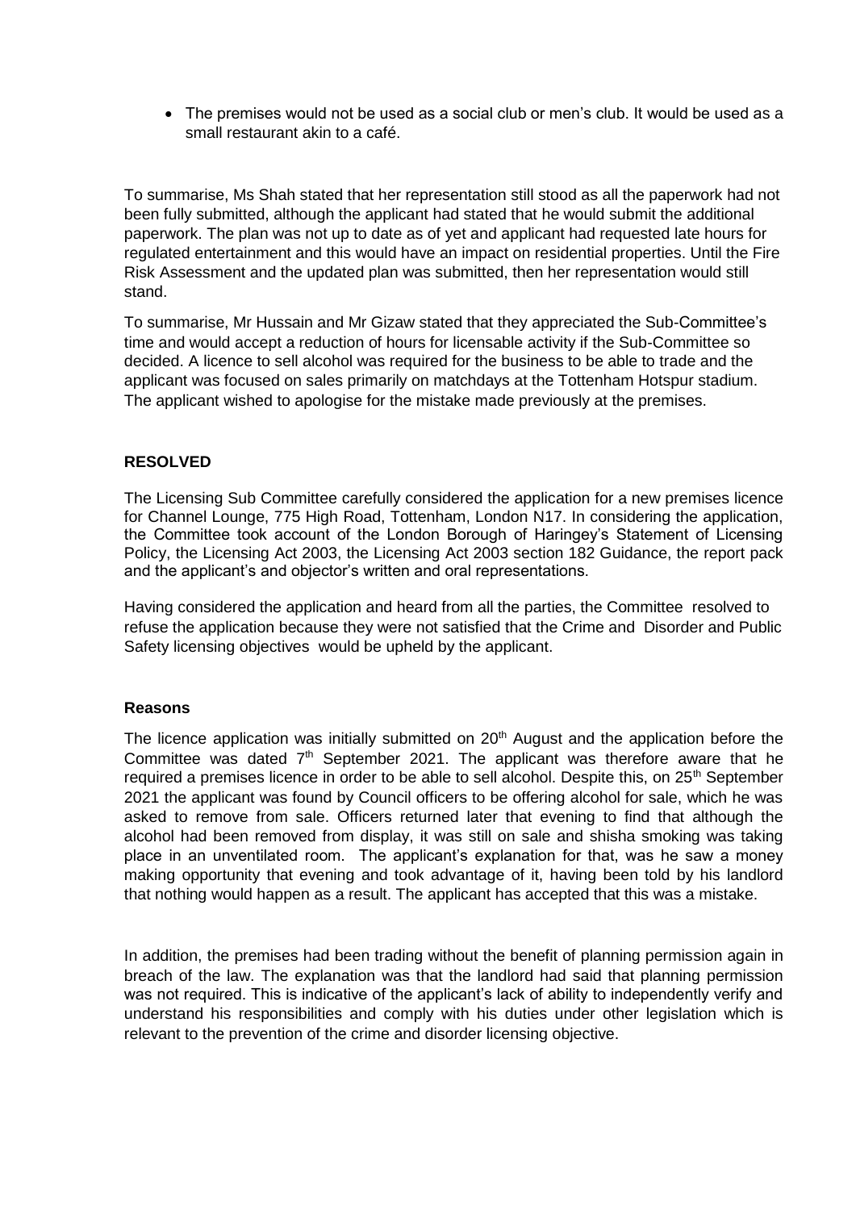- The premises would not be used as a social club or men's club. It would be used as a small restaurant akin to a café.

To summarise, Ms Shah stated that her representation still stood as all the paperwork had not been fully submitted, although the applicant had stated that he would submit the additional paperwork. The plan was not up to date as of yet and applicant had requested late hours for regulated entertainment and this would have an impact on residential properties. Until the Fire Risk Assessment and the updated plan was submitted, then her representation would still stand.

To summarise, Mr Hussain and Mr Gizaw stated that they appreciated the Sub-Committee's time and would accept a reduction of hours for licensable activity if the Sub-Committee so decided. A licence to sell alcohol was required for the business to be able to trade and the applicant was focused on sales primarily on matchdays at the Tottenham Hotspur stadium. The applicant wished to apologise for the mistake made previously at the premises.

**RESOLVED**

The Licensing Sub Committee carefully considered the application for a new premises licence for Channel Lounge, 775 High Road, Tottenham, London N17. In considering the application, the Committee took account of the London Borough of Haringey's Statement of Licensing Policy, the Licensing Act 2003, the Licensing Act 2003 section 182 Guidance, the report pack and the applicant's and objector's written and oral representations.

Having considered the application and heard from all the parties, the Committee resolved to refuse the application because they were not satisfied that the Crime and Disorder and Public Safety licensing objectives would be upheld by the applicant.

**Reasons**

The licence application was initially submitted on 20th August and the application before the Committee was dated 7th September 2021. The applicant was therefore aware that he required a premises licence in order to be able to sell alcohol. Despite this, on 25th September 2021 the applicant was found by Council officers to be offering alcohol for sale, which he was asked to remove from sale. Officers returned later that evening to find that although the alcohol had been removed from display, it was still on sale and shisha smoking was taking place in an unventilated room. The applicant's explanation for that, was he saw a money making opportunity that evening and took advantage of it, having been told by his landlord that nothing would happen as a result. The applicant has accepted that this was a mistake.

In addition, the premises had been trading without the benefit of planning permission again in breach of the law. The explanation was that the landlord had said that planning permission was not required. This is indicative of the applicant's lack of ability to independently verify and understand his responsibilities and comply with his duties under other legislation which is relevant to the prevention of the crime and disorder licensing objective.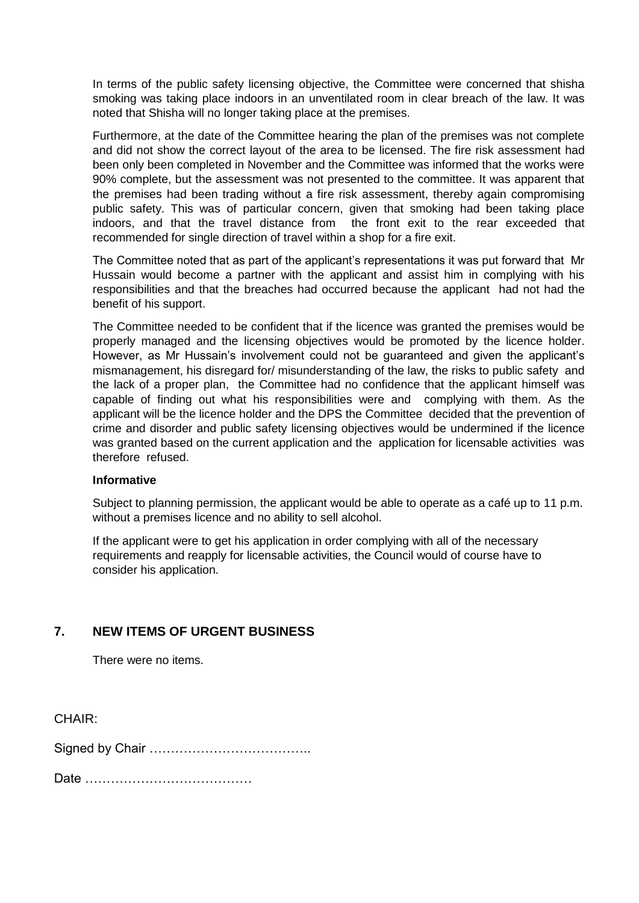In terms of the public safety licensing objective, the Committee were concerned that shisha smoking was taking place indoors in an unventilated room in clear breach of the law. It was noted that Shisha will no longer taking place at the premises.

Furthermore, at the date of the Committee hearing the plan of the premises was not complete and did not show the correct layout of the area to be licensed. The fire risk assessment had been only been completed in November and the Committee was informed that the works were 90% complete, but the assessment was not presented to the committee. It was apparent that the premises had been trading without a fire risk assessment, thereby again compromising public safety. This was of particular concern, given that smoking had been taking place indoors, and that the travel distance from the front exit to the rear exceeded that recommended for single direction of travel within a shop for a fire exit.

The Committee noted that as part of the applicant's representations it was put forward that Mr Hussain would become a partner with the applicant and assist him in complying with his responsibilities and that the breaches had occurred because the applicant had not had the benefit of his support.

The Committee needed to be confident that if the licence was granted the premises would be properly managed and the licensing objectives would be promoted by the licence holder. However, as Mr Hussain's involvement could not be guaranteed and given the applicant's mismanagement, his disregard for/ misunderstanding of the law, the risks to public safety and the lack of a proper plan, the Committee had no confidence that the applicant himself was capable of finding out what his responsibilities were and complying with them. As the applicant will be the licence holder and the DPS the Committee decided that the prevention of crime and disorder and public safety licensing objectives would be undermined if the licence was granted based on the current application and the application for licensable activities was therefore refused.

**Informative**

Subject to planning permission, the applicant would be able to operate as a café up to 11 p.m. without a premises licence and no ability to sell alcohol.

If the applicant were to get his application in order complying with all of the necessary requirements and reapply for licensable activities, the Council would of course have to consider his application.

## 7. NEW ITEMS OF URGENT BUSINESS

There were no items.

CHAIR:

Signed by Chair ………………………………..

Date …………………………………